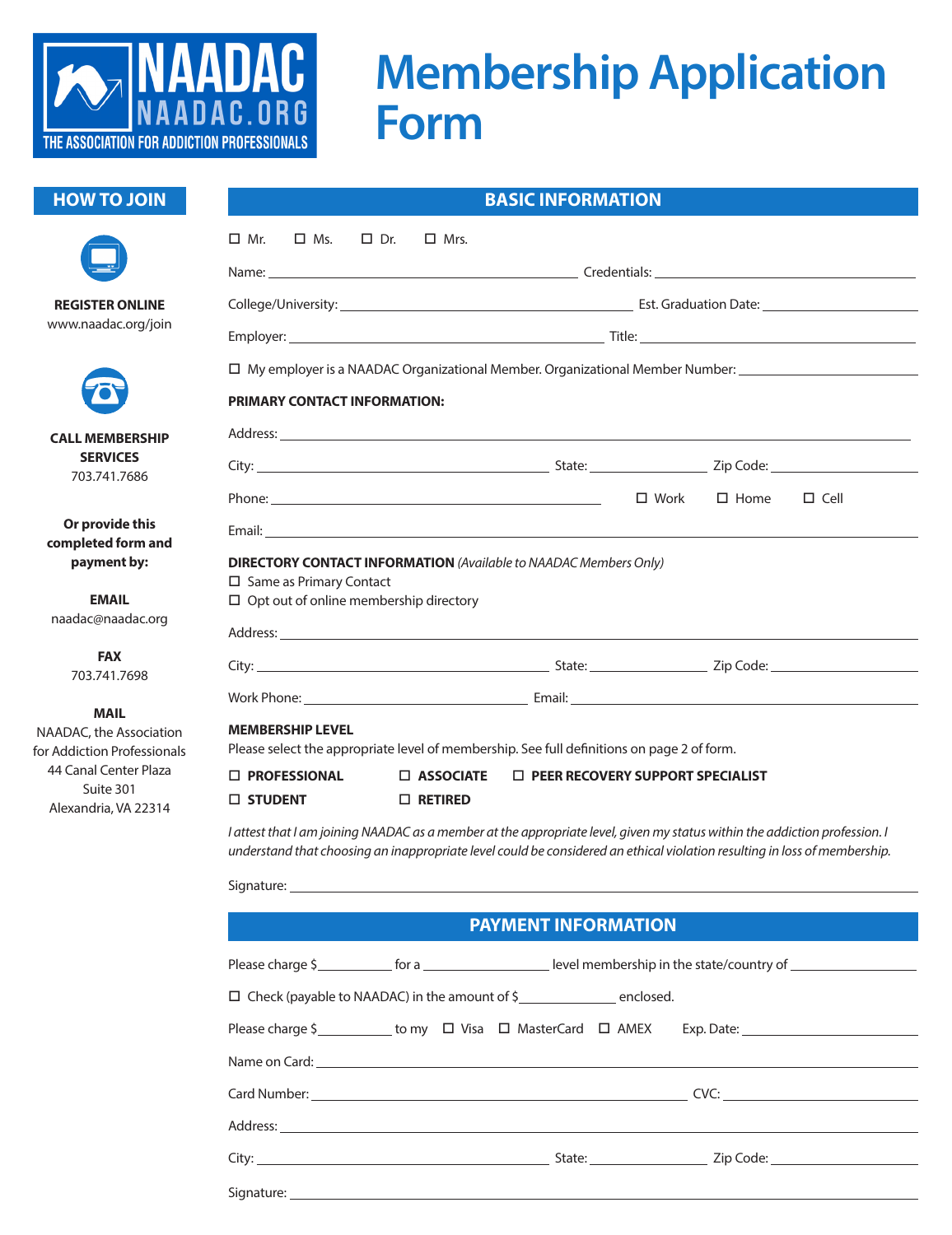# NAADAC

NAADAC.ORG

THE ASSOCIATION FOR ADDICTION PROFESSIONALS

# Membership Application Form

## HOW TO JOIN

**REGISTER ONLINE**
www.naadac.org/join

**CALL MEMBERSHIP SERVICES**
703.741.7686

**Or provide this completed form and payment by:**

**EMAIL**
naadac@naadac.org

**FAX**
703.741.7698

**MAIL**
NAADAC, the Association for Addiction Professionals
44 Canal Center Plaza
Suite 301
Alexandria, VA 22314

## BASIC INFORMATION

☐ Mr. ☐ Ms. ☐ Dr. ☐ Mrs.

Name: ______________________ Credentials: ______________________

College/University: ______________________ Est. Graduation Date: ______________________

Employer: ______________________ Title: ______________________

☐ My employer is a NAADAC Organizational Member. Organizational Member Number: ______________________

**PRIMARY CONTACT INFORMATION:**

Address: ______________________

City: ______________________ State: __________ Zip Code: __________

Phone: ______________________ ☐ Work ☐ Home ☐ Cell

Email: ______________________

**DIRECTORY CONTACT INFORMATION** *(Available to NAADAC Members Only)*

☐ Same as Primary Contact

☐ Opt out of online membership directory

Address: ______________________

City: ______________________ State: __________ Zip Code: __________

Work Phone: ______________________ Email: ______________________

**MEMBERSHIP LEVEL**

Please select the appropriate level of membership. See full definitions on page 2 of form.

☐ **PROFESSIONAL** ☐ **ASSOCIATE** ☐ **PEER RECOVERY SUPPORT SPECIALIST**

☐ **STUDENT** ☐ **RETIRED**

*I attest that I am joining NAADAC as a member at the appropriate level, given my status within the addiction profession. I understand that choosing an inappropriate level could be considered an ethical violation resulting in loss of membership.*

Signature: ______________________

## PAYMENT INFORMATION

Please charge $__________ for a __________ level membership in the state/country of __________

☐ Check (payable to NAADAC) in the amount of $__________ enclosed.

Please charge $__________ to my ☐ Visa ☐ MasterCard ☐ AMEX Exp. Date: __________

Name on Card: ______________________

Card Number: ______________________ CVC: __________

Address: ______________________

City: ______________________ State: __________ Zip Code: __________

Signature: ______________________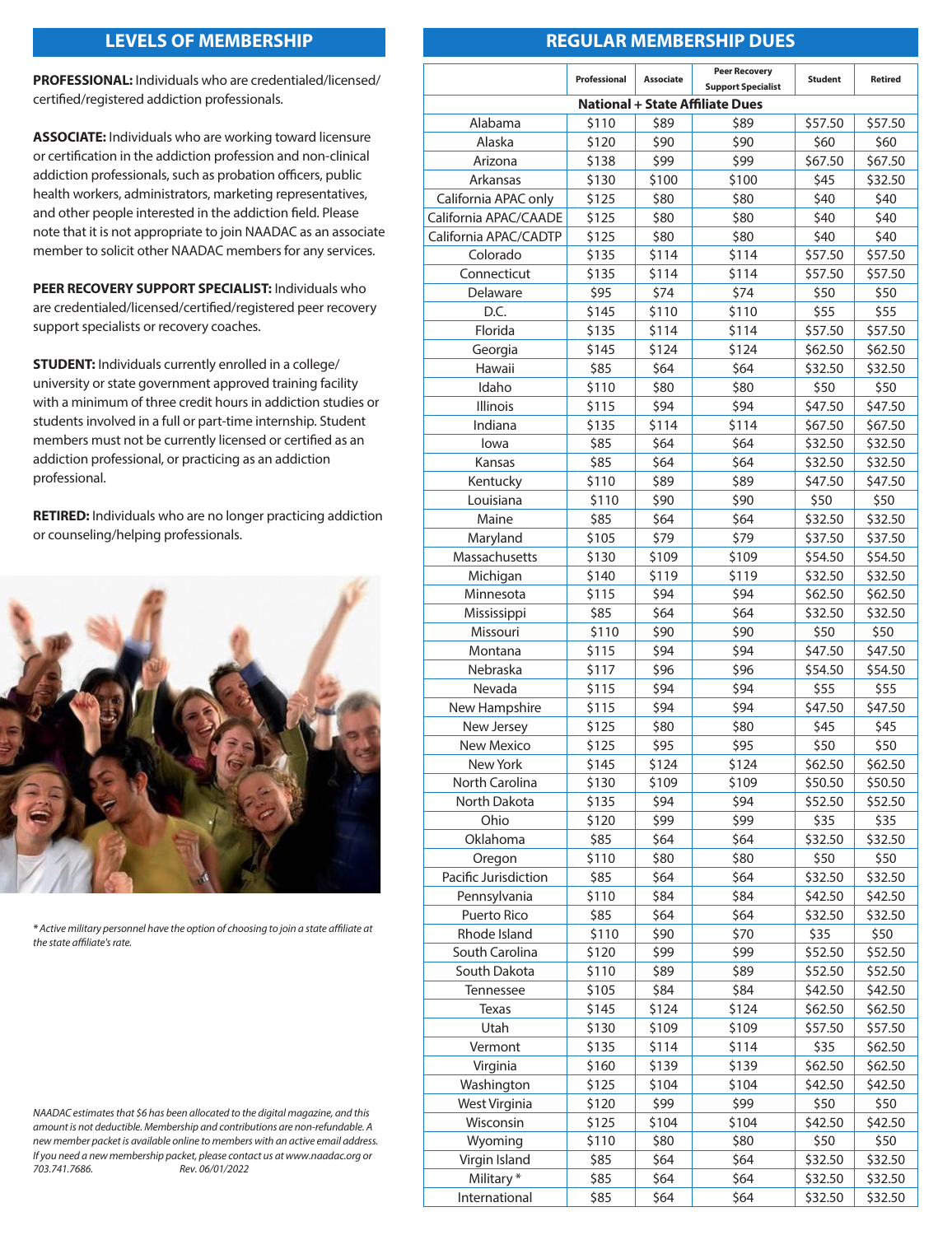## LEVELS OF MEMBERSHIP

**PROFESSIONAL:** Individuals who are credentialed/licensed/certified/registered addiction professionals.

**ASSOCIATE:** Individuals who are working toward licensure or certification in the addiction profession and non-clinical addiction professionals, such as probation officers, public health workers, administrators, marketing representatives, and other people interested in the addiction field. Please note that it is not appropriate to join NAADAC as an associate member to solicit other NAADAC members for any services.

**PEER RECOVERY SUPPORT SPECIALIST:** Individuals who are credentialed/licensed/certified/registered peer recovery support specialists or recovery coaches.

**STUDENT:** Individuals currently enrolled in a college/university or state government approved training facility with a minimum of three credit hours in addiction studies or students involved in a full or part-time internship. Student members must not be currently licensed or certified as an addiction professional, or practicing as an addiction professional.

**RETIRED:** Individuals who are no longer practicing addiction or counseling/helping professionals.

*\* Active military personnel have the option of choosing to join a state affiliate at the state affiliate's rate.*

*NAADAC estimates that $6 has been allocated to the digital magazine, and this amount is not deductible. Membership and contributions are non-refundable. A new member packet is available online to members with an active email address. If you need a new membership packet, please contact us at www.naadac.org or 703.741.7686. Rev. 06/01/2022*

## REGULAR MEMBERSHIP DUES

| | Professional | Associate | Peer Recovery Support Specialist | Student | Retired |
|---|---|---|---|---|---|
| **National + State Affiliate Dues** | | | | | |
| Alabama | $110 | $89 | $89 | $57.50 | $57.50 |
| Alaska | $120 | $90 | $90 | $60 | $60 |
| Arizona | $138 | $99 | $99 | $67.50 | $67.50 |
| Arkansas | $130 | $100 | $100 | $45 | $32.50 |
| California APAC only | $125 | $80 | $80 | $40 | $40 |
| California APAC/CAADE | $125 | $80 | $80 | $40 | $40 |
| California APAC/CADTP | $125 | $80 | $80 | $40 | $40 |
| Colorado | $135 | $114 | $114 | $57.50 | $57.50 |
| Connecticut | $135 | $114 | $114 | $57.50 | $57.50 |
| Delaware | $95 | $74 | $74 | $50 | $50 |
| D.C. | $145 | $110 | $110 | $55 | $55 |
| Florida | $135 | $114 | $114 | $57.50 | $57.50 |
| Georgia | $145 | $124 | $124 | $62.50 | $62.50 |
| Hawaii | $85 | $64 | $64 | $32.50 | $32.50 |
| Idaho | $110 | $80 | $80 | $50 | $50 |
| Illinois | $115 | $94 | $94 | $47.50 | $47.50 |
| Indiana | $135 | $114 | $114 | $67.50 | $67.50 |
| Iowa | $85 | $64 | $64 | $32.50 | $32.50 |
| Kansas | $85 | $64 | $64 | $32.50 | $32.50 |
| Kentucky | $110 | $89 | $89 | $47.50 | $47.50 |
| Louisiana | $110 | $90 | $90 | $50 | $50 |
| Maine | $85 | $64 | $64 | $32.50 | $32.50 |
| Maryland | $105 | $79 | $79 | $37.50 | $37.50 |
| Massachusetts | $130 | $109 | $109 | $54.50 | $54.50 |
| Michigan | $140 | $119 | $119 | $32.50 | $32.50 |
| Minnesota | $115 | $94 | $94 | $62.50 | $62.50 |
| Mississippi | $85 | $64 | $64 | $32.50 | $32.50 |
| Missouri | $110 | $90 | $90 | $50 | $50 |
| Montana | $115 | $94 | $94 | $47.50 | $47.50 |
| Nebraska | $117 | $96 | $96 | $54.50 | $54.50 |
| Nevada | $115 | $94 | $94 | $55 | $55 |
| New Hampshire | $115 | $94 | $94 | $47.50 | $47.50 |
| New Jersey | $125 | $80 | $80 | $45 | $45 |
| New Mexico | $125 | $95 | $95 | $50 | $50 |
| New York | $145 | $124 | $124 | $62.50 | $62.50 |
| North Carolina | $130 | $109 | $109 | $50.50 | $50.50 |
| North Dakota | $135 | $94 | $94 | $52.50 | $52.50 |
| Ohio | $120 | $99 | $99 | $35 | $35 |
| Oklahoma | $85 | $64 | $64 | $32.50 | $32.50 |
| Oregon | $110 | $80 | $80 | $50 | $50 |
| Pacific Jurisdiction | $85 | $64 | $64 | $32.50 | $32.50 |
| Pennsylvania | $110 | $84 | $84 | $42.50 | $42.50 |
| Puerto Rico | $85 | $64 | $64 | $32.50 | $32.50 |
| Rhode Island | $110 | $90 | $70 | $35 | $50 |
| South Carolina | $120 | $99 | $99 | $52.50 | $52.50 |
| South Dakota | $110 | $89 | $89 | $52.50 | $52.50 |
| Tennessee | $105 | $84 | $84 | $42.50 | $42.50 |
| Texas | $145 | $124 | $124 | $62.50 | $62.50 |
| Utah | $130 | $109 | $109 | $57.50 | $57.50 |
| Vermont | $135 | $114 | $114 | $35 | $62.50 |
| Virginia | $160 | $139 | $139 | $62.50 | $62.50 |
| Washington | $125 | $104 | $104 | $42.50 | $42.50 |
| West Virginia | $120 | $99 | $99 | $50 | $50 |
| Wisconsin | $125 | $104 | $104 | $42.50 | $42.50 |
| Wyoming | $110 | $80 | $80 | $50 | $50 |
| Virgin Island | $85 | $64 | $64 | $32.50 | $32.50 |
| Military * | $85 | $64 | $64 | $32.50 | $32.50 |
| International | $85 | $64 | $64 | $32.50 | $32.50 |